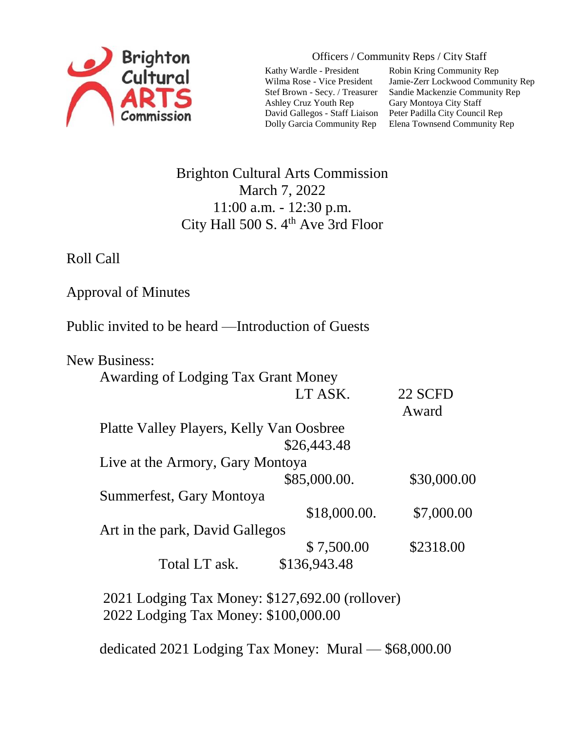Brighton Cultural ARTS Commission

Officers / Community Reps / City Staff

Kathy Wardle - President
Wilma Rose - Vice President
Stef Brown - Secy. / Treasurer
Ashley Cruz Youth Rep
David Gallegos - Staff Liaison
Dolly Garcia Community Rep
Robin Kring Community Rep
Jamie-Zerr Lockwood Community Rep
Sandie Mackenzie Community Rep
Gary Montoya City Staff
Peter Padilla City Council Rep
Elena Townsend Community Rep

# Brighton Cultural Arts Commission
March 7, 2022
11:00 a.m. - 12:30 p.m.
City Hall 500 S. 4th Ave 3rd Floor

Roll Call

Approval of Minutes

Public invited to be heard —Introduction of Guests

New Business:

Awarding of Lodging Tax Grant Money

| | LT ASK. | 22 SCFD Award |
|---|---|---|
| Platte Valley Players, Kelly Van Oosbree | $26,443.48 | |
| Live at the Armory, Gary Montoya | $85,000.00. | $30,000.00 |
| Summerfest, Gary Montoya | $18,000.00. | $7,000.00 |
| Art in the park, David Gallegos | $ 7,500.00 | $2318.00 |
| Total LT ask. | $136,943.48 | |

2021 Lodging Tax Money: $127,692.00 (rollover)
2022 Lodging Tax Money: $100,000.00

dedicated 2021 Lodging Tax Money: Mural — $68,000.00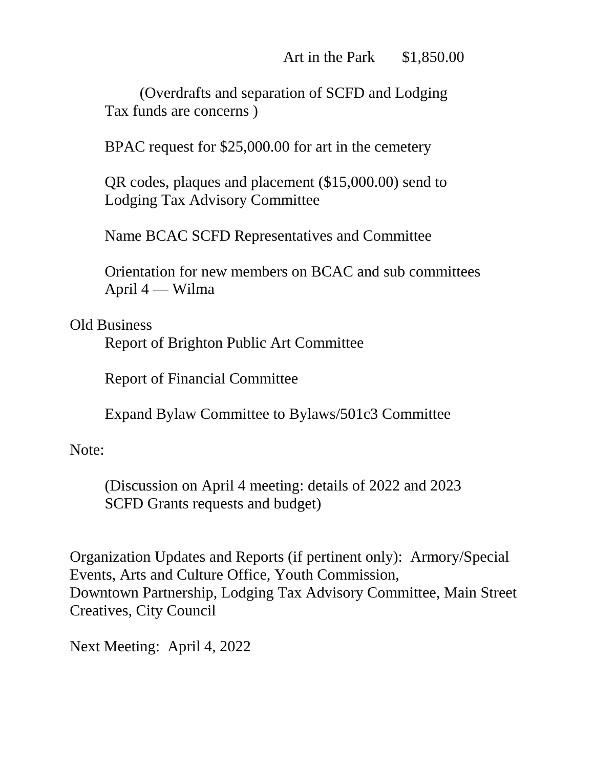Art in the Park $1,850.00

(Overdrafts and separation of SCFD and Lodging Tax funds are concerns )

BPAC request for $25,000.00 for art in the cemetery

QR codes, plaques and placement ($15,000.00) send to Lodging Tax Advisory Committee

Name BCAC SCFD Representatives and Committee

Orientation for new members on BCAC and sub committees April 4 — Wilma

Old Business

Report of Brighton Public Art Committee

Report of Financial Committee

Expand Bylaw Committee to Bylaws/501c3 Committee

Note:

(Discussion on April 4 meeting: details of 2022 and 2023 SCFD Grants requests and budget)

Organization Updates and Reports (if pertinent only): Armory/Special Events, Arts and Culture Office, Youth Commission, Downtown Partnership, Lodging Tax Advisory Committee, Main Street Creatives, City Council

Next Meeting: April 4, 2022